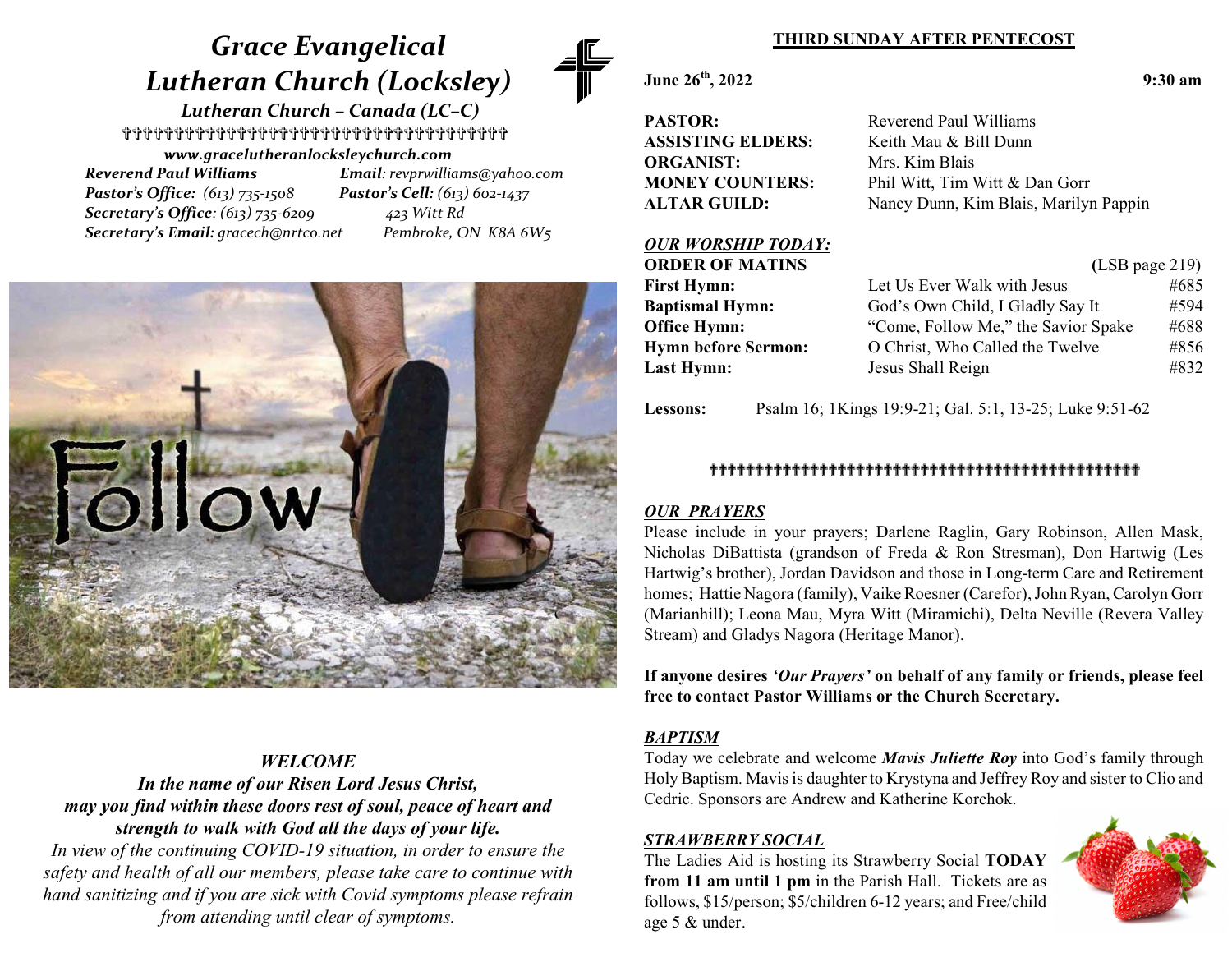# *Grace Evangelical Lutheran Church (Locksley)*

***Lutheran Church – Canada (LC–C)***

✞✞✞✞✞✞✞✞✞✞✞✞✞✞✞✞✞✞✞✞✞✞✞✞✞✞✞✞✞✞✞✞✞✞✞

***www.gracelutheranlocksleychurch.com***

***Reverend Paul Williams*** — ***Email**: revprwilliams@yahoo.com*

***Pastor's Office:** (613) 735-1508* — ***Pastor's Cell:** (613) 602-1437*

***Secretary's Office**: (613) 735-6209* — *423 Witt Rd*

***Secretary's Email:** gracech@nrtco.net* — *Pembroke, ON K8A 6W5*

## *WELCOME*

***In the name of our Risen Lord Jesus Christ, may you find within these doors rest of soul, peace of heart and strength to walk with God all the days of your life.***

*In view of the continuing COVID-19 situation, in order to ensure the safety and health of all our members, please take care to continue with hand sanitizing and if you are sick with Covid symptoms please refrain from attending until clear of symptoms.*

## THIRD SUNDAY AFTER PENTECOST

**June 26th, 2022** — **9:30 am**

| | |
|---|---|
| **PASTOR:** | Reverend Paul Williams |
| **ASSISTING ELDERS:** | Keith Mau & Bill Dunn |
| **ORGANIST:** | Mrs. Kim Blais |
| **MONEY COUNTERS:** | Phil Witt, Tim Witt & Dan Gorr |
| **ALTAR GUILD:** | Nancy Dunn, Kim Blais, Marilyn Pappin |

## *OUR WORSHIP TODAY:*

| | | |
|---|---|---|
| **ORDER OF MATINS** | | (LSB page 219) |
| **First Hymn:** | Let Us Ever Walk with Jesus | #685 |
| **Baptismal Hymn:** | God's Own Child, I Gladly Say It | #594 |
| **Office Hymn:** | "Come, Follow Me," the Savior Spake | #688 |
| **Hymn before Sermon:** | O Christ, Who Called the Twelve | #856 |
| **Last Hymn:** | Jesus Shall Reign | #832 |

**Lessons:** Psalm 16; 1Kings 19:9-21; Gal. 5:1, 13-25; Luke 9:51-62

✞✞✞✞✞✞✞✞✞✞✞✞✞✞✞✞✞✞✞✞✞✞✞✞✞✞✞✞✞✞✞✞✞✞✞✞✞✞✞✞✞✞✞✞✞✞✞

## *OUR PRAYERS*

Please include in your prayers; Darlene Raglin, Gary Robinson, Allen Mask, Nicholas DiBattista (grandson of Freda & Ron Stresman), Don Hartwig (Les Hartwig's brother), Jordan Davidson and those in Long-term Care and Retirement homes; Hattie Nagora (family), Vaike Roesner (Carefor), John Ryan, Carolyn Gorr (Marianhill); Leona Mau, Myra Witt (Miramichi), Delta Neville (Revera Valley Stream) and Gladys Nagora (Heritage Manor).

**If anyone desires *'Our Prayers'* on behalf of any family or friends, please feel free to contact Pastor Williams or the Church Secretary.**

## *BAPTISM*

Today we celebrate and welcome ***Mavis Juliette Roy*** into God's family through Holy Baptism. Mavis is daughter to Krystyna and Jeffrey Roy and sister to Clio and Cedric. Sponsors are Andrew and Katherine Korchok.

## *STRAWBERRY SOCIAL*

The Ladies Aid is hosting its Strawberry Social **TODAY from 11 am until 1 pm** in the Parish Hall. Tickets are as follows, $15/person; $5/children 6-12 years; and Free/child age 5 & under.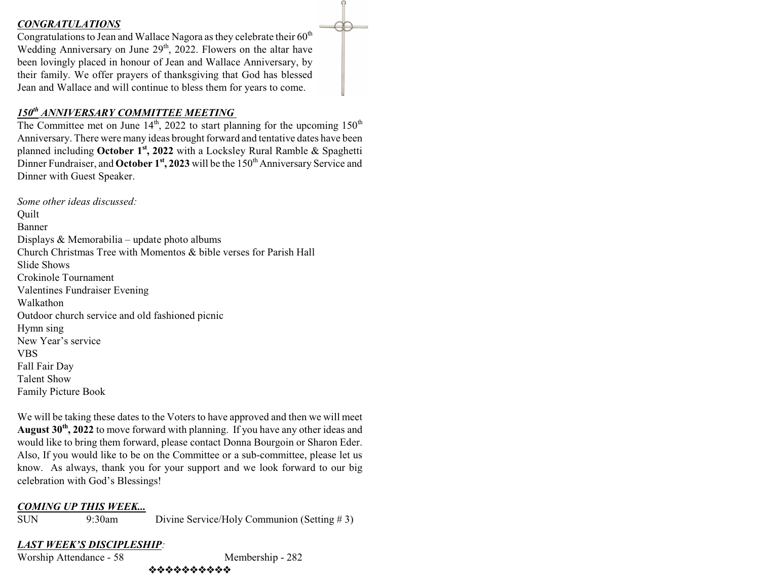***CONGRATULATIONS***

Congratulations to Jean and Wallace Nagora as they celebrate their 60th Wedding Anniversary on June 29th, 2022. Flowers on the altar have been lovingly placed in honour of Jean and Wallace Anniversary, by their family. We offer prayers of thanksgiving that God has blessed Jean and Wallace and will continue to bless them for years to come.

***150th ANNIVERSARY COMMITTEE MEETING***

The Committee met on June 14th, 2022 to start planning for the upcoming 150th Anniversary. There were many ideas brought forward and tentative dates have been planned including **October 1st, 2022** with a Locksley Rural Ramble & Spaghetti Dinner Fundraiser, and **October 1st, 2023** will be the 150th Anniversary Service and Dinner with Guest Speaker.

*Some other ideas discussed:*

Quilt
Banner
Displays & Memorabilia – update photo albums
Church Christmas Tree with Momentos & bible verses for Parish Hall
Slide Shows
Crokinole Tournament
Valentines Fundraiser Evening
Walkathon
Outdoor church service and old fashioned picnic
Hymn sing
New Year's service
VBS
Fall Fair Day
Talent Show
Family Picture Book

We will be taking these dates to the Voters to have approved and then we will meet **August 30th, 2022** to move forward with planning. If you have any other ideas and would like to bring them forward, please contact Donna Bourgoin or Sharon Eder. Also, If you would like to be on the Committee or a sub-committee, please let us know. As always, thank you for your support and we look forward to our big celebration with God's Blessings!

***COMING UP THIS WEEK...***

SUN 9:30am Divine Service/Holy Communion (Setting # 3)

***LAST WEEK'S DISCIPLESHIP:***

Worship Attendance - 58 Membership - 282

❖❖❖❖❖❖❖❖❖❖